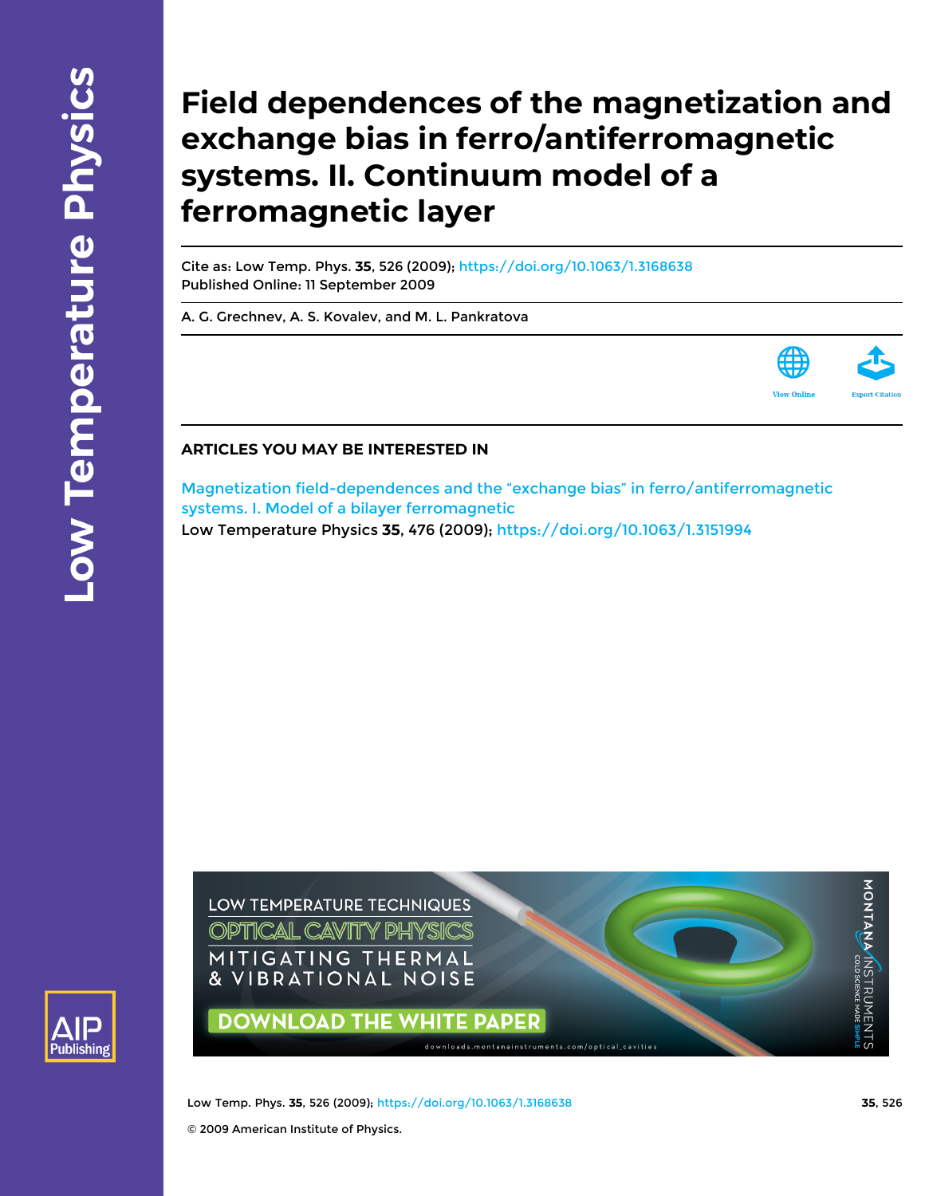# Field dependences of the magnetization and exchange bias in ferro/antiferromagnetic systems. II. Continuum model of a ferromagnetic layer

Cite as: Low Temp. Phys. **35**, 526 (2009); https://doi.org/10.1063/1.3168638

Published Online: 11 September 2009

A. G. Grechnev, A. S. Kovalev, and M. L. Pankratova

## ARTICLES YOU MAY BE INTERESTED IN

Magnetization field-dependences and the "exchange bias" in ferro/antiferromagnetic systems. I. Model of a bilayer ferromagnetic

Low Temperature Physics **35**, 476 (2009); https://doi.org/10.1063/1.3151994

© 2009 American Institute of Physics.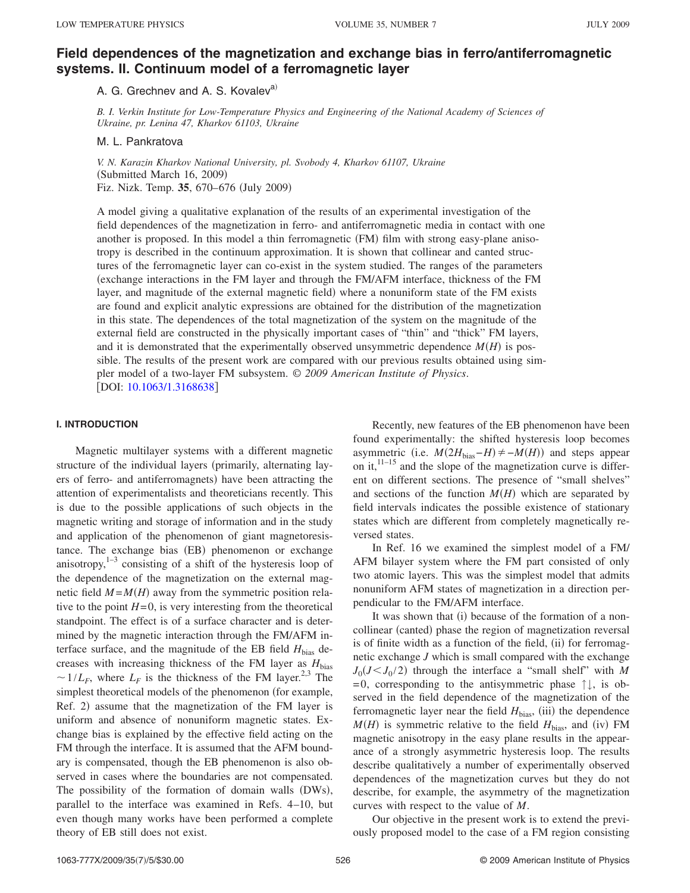# Field dependences of the magnetization and exchange bias in ferro/antiferromagnetic systems. II. Continuum model of a ferromagnetic layer

A. G. Grechnev and A. S. Kovalev[a)]

*B. I. Verkin Institute for Low-Temperature Physics and Engineering of the National Academy of Sciences of Ukraine, pr. Lenina 47, Kharkov 61103, Ukraine*

M. L. Pankratova

*V. N. Karazin Kharkov National University, pl. Svobody 4, Kharkov 61107, Ukraine*
(Submitted March 16, 2009)
Fiz. Nizk. Temp. **35**, 670–676 (July 2009)

A model giving a qualitative explanation of the results of an experimental investigation of the field dependences of the magnetization in ferro- and antiferromagnetic media in contact with one another is proposed. In this model a thin ferromagnetic (FM) film with strong easy-plane anisotropy is described in the continuum approximation. It is shown that collinear and canted structures of the ferromagnetic layer can co-exist in the system studied. The ranges of the parameters (exchange interactions in the FM layer and through the FM/AFM interface, thickness of the FM layer, and magnitude of the external magnetic field) where a nonuniform state of the FM exists are found and explicit analytic expressions are obtained for the distribution of the magnetization in this state. The dependences of the total magnetization of the system on the magnitude of the external field are constructed in the physically important cases of "thin" and "thick" FM layers, and it is demonstrated that the experimentally observed unsymmetric dependence $M(H)$ is possible. The results of the present work are compared with our previous results obtained using simpler model of a two-layer FM subsystem. *© 2009 American Institute of Physics.* [DOI: 10.1063/1.3168638]

## I. INTRODUCTION

Magnetic multilayer systems with a different magnetic structure of the individual layers (primarily, alternating layers of ferro- and antiferromagnets) have been attracting the attention of experimentalists and theoreticians recently. This is due to the possible applications of such objects in the magnetic writing and storage of information and in the study and application of the phenomenon of giant magnetoresistance. The exchange bias (EB) phenomenon or exchange anisotropy,[1–3] consisting of a shift of the hysteresis loop of the dependence of the magnetization on the external magnetic field $M=M(H)$ away from the symmetric position relative to the point $H=0$, is very interesting from the theoretical standpoint. The effect is of a surface character and is determined by the magnetic interaction through the FM/AFM interface surface, and the magnitude of the EB field $H_{\text{bias}}$ decreases with increasing thickness of the FM layer as $H_{\text{bias}} \sim 1/L_F$, where $L_F$ is the thickness of the FM layer.[2,3] The simplest theoretical models of the phenomenon (for example, Ref. 2) assume that the magnetization of the FM layer is uniform and absence of nonuniform magnetic states. Exchange bias is explained by the effective field acting on the FM through the interface. It is assumed that the AFM boundary is compensated, though the EB phenomenon is also observed in cases where the boundaries are not compensated. The possibility of the formation of domain walls (DWs), parallel to the interface was examined in Refs. 4–10, but even though many works have been performed a complete theory of EB still does not exist.

Recently, new features of the EB phenomenon have been found experimentally: the shifted hysteresis loop becomes asymmetric (i.e. $M(2H_{\text{bias}}-H)\neq -M(H)$) and steps appear on it,[11–15] and the slope of the magnetization curve is different on different sections. The presence of "small shelves" and sections of the function $M(H)$ which are separated by field intervals indicates the possible existence of stationary states which are different from completely magnetically reversed states.

In Ref. 16 we examined the simplest model of a FM/AFM bilayer system where the FM part consisted of only two atomic layers. This was the simplest model that admits nonuniform AFM states of magnetization in a direction perpendicular to the FM/AFM interface.

It was shown that (i) because of the formation of a noncollinear (canted) phase the region of magnetization reversal is of finite width as a function of the field, (ii) for ferromagnetic exchange $J$ which is small compared with the exchange $J_0 (J<J_0/2)$ through the interface a "small shelf" with $M=0$, corresponding to the antisymmetric phase ↑↓, is observed in the field dependence of the magnetization of the ferromagnetic layer near the field $H_{\text{bias}}$, (iii) the dependence $M(H)$ is symmetric relative to the field $H_{\text{bias}}$, and (iv) FM magnetic anisotropy in the easy plane results in the appearance of a strongly asymmetric hysteresis loop. The results describe qualitatively a number of experimentally observed dependences of the magnetization curves but they do not describe, for example, the asymmetry of the magnetization curves with respect to the value of $M$.

Our objective in the present work is to extend the previously proposed model to the case of a FM region consisting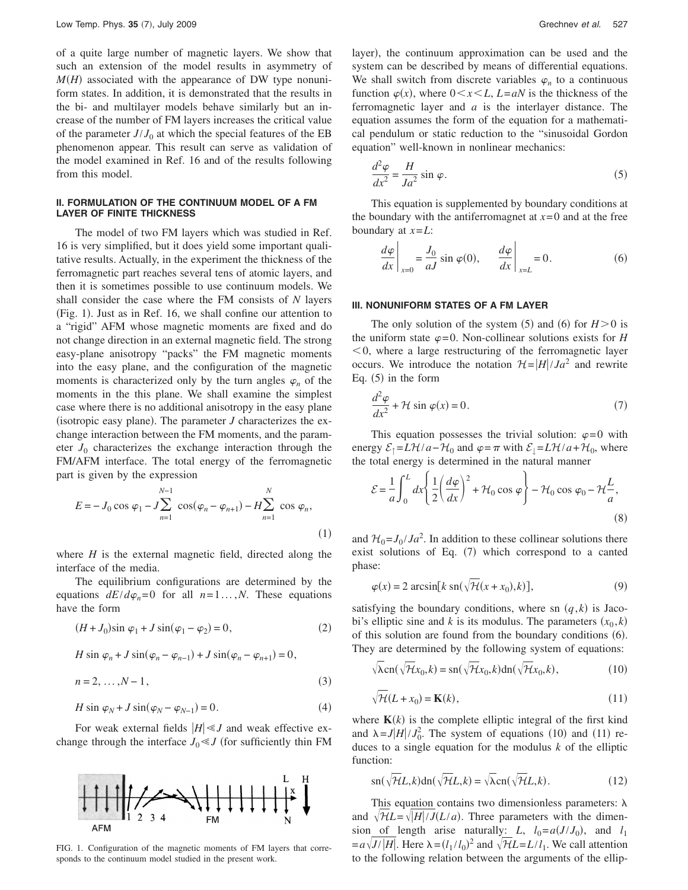of a quite large number of magnetic layers. We show that such an extension of the model results in asymmetry of $M(H)$ associated with the appearance of DW type nonuniform states. In addition, it is demonstrated that the results in the bi- and multilayer models behave similarly but an increase of the number of FM layers increases the critical value of the parameter $J/J_0$ at which the special features of the EB phenomenon appear. This result can serve as validation of the model examined in Ref. 16 and of the results following from this model.

## II. FORMULATION OF THE CONTINUUM MODEL OF A FM LAYER OF FINITE THICKNESS

The model of two FM layers which was studied in Ref. 16 is very simplified, but it does yield some important qualitative results. Actually, in the experiment the thickness of the ferromagnetic part reaches several tens of atomic layers, and then it is sometimes possible to use continuum models. We shall consider the case where the FM consists of $N$ layers (Fig. 1). Just as in Ref. 16, we shall confine our attention to a "rigid" AFM whose magnetic moments are fixed and do not change direction in an external magnetic field. The strong easy-plane anisotropy "packs" the FM magnetic moments into the easy plane, and the configuration of the magnetic moments is characterized only by the turn angles $\varphi_n$ of the moments in the this plane. We shall examine the simplest case where there is no additional anisotropy in the easy plane (isotropic easy plane). The parameter $J$ characterizes the exchange interaction between the FM moments, and the parameter $J_0$ characterizes the exchange interaction through the FM/AFM interface. The total energy of the ferromagnetic part is given by the expression

$$E = -J_0 \cos \varphi_1 - J \sum_{n=1}^{N-1} \cos(\varphi_n - \varphi_{n+1}) - H \sum_{n=1}^{N} \cos \varphi_n, \tag{1}$$

where $H$ is the external magnetic field, directed along the interface of the media.

The equilibrium configurations are determined by the equations $dE/d\varphi_n = 0$ for all $n = 1 \ldots, N$. These equations have the form

$$(H + J_0)\sin \varphi_1 + J \sin(\varphi_1 - \varphi_2) = 0, \tag{2}$$

$$H \sin \varphi_n + J \sin(\varphi_n - \varphi_{n-1}) + J \sin(\varphi_n - \varphi_{n+1}) = 0,$$

$$n = 2, \ldots, N-1, \tag{3}$$

$$H \sin \varphi_N + J \sin(\varphi_N - \varphi_{N-1}) = 0. \tag{4}$$

For weak external fields $|H| \ll J$ and weak effective exchange through the interface $J_0 \ll J$ (for sufficiently thin FM layer), the continuum approximation can be used and the system can be described by means of differential equations. We shall switch from discrete variables $\varphi_n$ to a continuous function $\varphi(x)$, where $0 < x < L$, $L = aN$ is the thickness of the ferromagnetic layer and $a$ is the interlayer distance. The equation assumes the form of the equation for a mathematical pendulum or static reduction to the "sinusoidal Gordon equation" well-known in nonlinear mechanics:

$$\frac{d^2\varphi}{dx^2} = \frac{H}{Ja^2} \sin \varphi. \tag{5}$$

This equation is supplemented by boundary conditions at the boundary with the antiferromagnet at $x=0$ and at the free boundary at $x=L$:

$$\left.\frac{d\varphi}{dx}\right|_{x=0} = \frac{J_0}{aJ} \sin \varphi(0), \qquad \left.\frac{d\varphi}{dx}\right|_{x=L} = 0. \tag{6}$$

FIG. 1. Configuration of the magnetic moments of FM layers that corresponds to the continuum model studied in the present work.

## III. NONUNIFORM STATES OF A FM LAYER

The only solution of the system (5) and (6) for $H > 0$ is the uniform state $\varphi = 0$. Non-collinear solutions exists for $H < 0$, where a large restructuring of the ferromagnetic layer occurs. We introduce the notation $\mathcal{H} = |H|/Ja^2$ and rewrite Eq. (5) in the form

$$\frac{d^2\varphi}{dx^2} + \mathcal{H} \sin \varphi(x) = 0. \tag{7}$$

This equation possesses the trivial solution: $\varphi = 0$ with energy $\mathcal{E}_\uparrow = L\mathcal{H}/a - \mathcal{H}_0$ and $\varphi = \pi$ with $\mathcal{E}_\downarrow = L\mathcal{H}/a + \mathcal{H}_0$, where the total energy is determined in the natural manner

$$\mathcal{E} = \frac{1}{a}\int_0^L dx \left\{ \frac{1}{2}\left(\frac{d\varphi}{dx}\right)^2 + \mathcal{H}_0 \cos \varphi \right\} - \mathcal{H}_0 \cos \varphi_0 - \mathcal{H}\frac{L}{a}, \tag{8}$$

and $\mathcal{H}_0 = J_0/Ja^2$. In addition to these collinear solutions there exist solutions of Eq. (7) which correspond to a canted phase:

$$\varphi(x) = 2 \arcsin[k \,\mathrm{sn}(\sqrt{\mathcal{H}}(x + x_0), k)], \tag{9}$$

satisfying the boundary conditions, where $\mathrm{sn}(q, k)$ is Jacobi's elliptic sine and $k$ is its modulus. The parameters $(x_0, k)$ of this solution are found from the boundary conditions (6). They are determined by the following system of equations:

$$\sqrt{\lambda}\,\mathrm{cn}(\sqrt{\mathcal{H}}x_0, k) = \mathrm{sn}(\sqrt{\mathcal{H}}x_0, k)\,\mathrm{dn}(\sqrt{\mathcal{H}}x_0, k), \tag{10}$$

$$\sqrt{\mathcal{H}}(L + x_0) = \mathbf{K}(k), \tag{11}$$

where $\mathbf{K}(k)$ is the complete elliptic integral of the first kind and $\lambda = J|H|/J_0^2$. The system of equations (10) and (11) reduces to a single equation for the modulus $k$ of the elliptic function:

$$\mathrm{sn}(\sqrt{\mathcal{H}}L, k)\,\mathrm{dn}(\sqrt{\mathcal{H}}L, k) = \sqrt{\lambda}\,\mathrm{cn}(\sqrt{\mathcal{H}}L, k). \tag{12}$$

This equation contains two dimensionless parameters: $\lambda$ and $\sqrt{\mathcal{H}}L = \sqrt{|H|/J}(L/a)$. Three parameters with the dimension of length arise naturally: $L$, $l_0 = a(J/J_0)$, and $l_1 = a\sqrt{J/|H|}$. Here $\lambda = (l_1/l_0)^2$ and $\sqrt{\mathcal{H}}L = L/l_1$. We call attention to the following relation between the arguments of the ellip-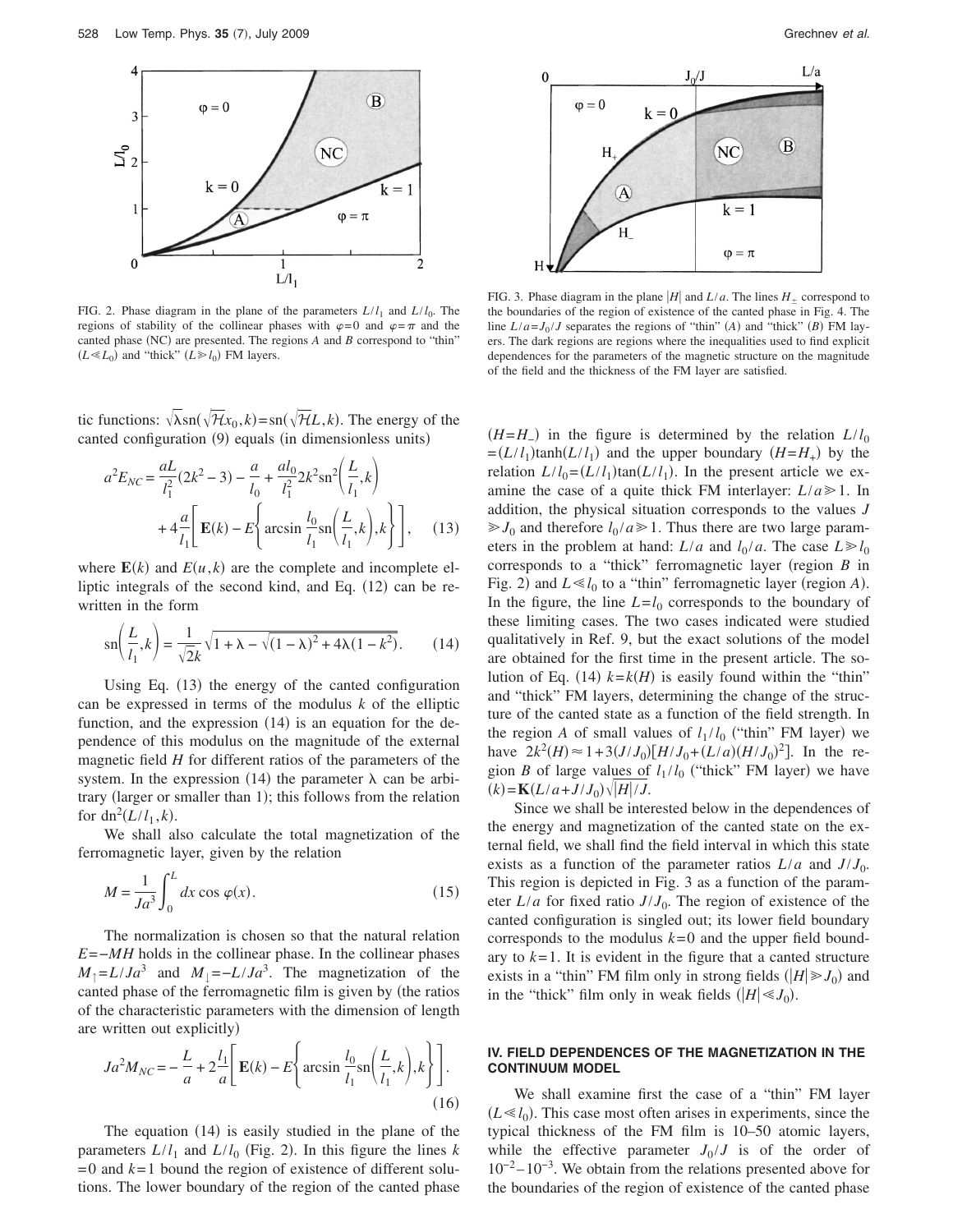FIG. 2. Phase diagram in the plane of the parameters $L/l_1$ and $L/l_0$. The regions of stability of the collinear phases with $\varphi=0$ and $\varphi=\pi$ and the canted phase (NC) are presented. The regions $A$ and $B$ correspond to "thin" ($L \ll L_0$) and "thick" ($L \gg l_0$) FM layers.

FIG. 3. Phase diagram in the plane $|H|$ and $L/a$. The lines $H_\pm$ correspond to the boundaries of the region of existence of the canted phase in Fig. 4. The line $L/a = J_0/J$ separates the regions of "thin" ($A$) and "thick" ($B$) FM layers. The dark regions are regions where the inequalities used to find explicit dependences for the parameters of the magnetic structure on the magnitude of the field and the thickness of the FM layer are satisfied.

tic functions: $\sqrt{\lambda}\,\mathrm{sn}(\sqrt{\mathcal{H}}x_0,k) = \mathrm{sn}(\sqrt{\mathcal{H}}L,k)$. The energy of the canted configuration (9) equals (in dimensionless units)

$$a^2 E_{NC} = \frac{aL}{l_1^2}(2k^2-3) - \frac{a}{l_0} + \frac{al_0}{l_1^2}2k^2\mathrm{sn}^2\left(\frac{L}{l_1},k\right) + 4\frac{a}{l_1}\left[\mathbf{E}(k) - E\left\{\arcsin\frac{l_0}{l_1}\mathrm{sn}\left(\frac{L}{l_1},k\right),k\right\}\right], \quad (13)$$

where $\mathbf{E}(k)$ and $E(u,k)$ are the complete and incomplete elliptic integrals of the second kind, and Eq. (12) can be rewritten in the form

$$\mathrm{sn}\left(\frac{L}{l_1},k\right) = \frac{1}{\sqrt{2}k}\sqrt{1+\lambda-\sqrt{(1-\lambda)^2+4\lambda(1-k^2)}}. \quad (14)$$

Using Eq. (13) the energy of the canted configuration can be expressed in terms of the modulus $k$ of the elliptic function, and the expression (14) is an equation for the dependence of this modulus on the magnitude of the external magnetic field $H$ for different ratios of the parameters of the system. In the expression (14) the parameter $\lambda$ can be arbitrary (larger or smaller than 1); this follows from the relation for $\mathrm{dn}^2(L/l_1,k)$.

We shall also calculate the total magnetization of the ferromagnetic layer, given by the relation

$$M = \frac{1}{Ja^3}\int_0^L dx\cos\varphi(x). \quad (15)$$

The normalization is chosen so that the natural relation $E=-MH$ holds in the collinear phase. In the collinear phases $M_\uparrow = L/Ja^3$ and $M_\downarrow = -L/Ja^3$. The magnetization of the canted phase of the ferromagnetic film is given by (the ratios of the characteristic parameters with the dimension of length are written out explicitly)

$$Ja^2 M_{NC} = -\frac{L}{a} + 2\frac{l_1}{a}\left[\mathbf{E}(k) - E\left\{\arcsin\frac{l_0}{l_1}\mathrm{sn}\left(\frac{L}{l_1},k\right),k\right\}\right]. \quad (16)$$

The equation (14) is easily studied in the plane of the parameters $L/l_1$ and $L/l_0$ (Fig. 2). In this figure the lines $k=0$ and $k=1$ bound the region of existence of different solutions. The lower boundary of the region of the canted phase ($H=H_-$) in the figure is determined by the relation $L/l_0 = (L/l_1)\tanh(L/l_1)$ and the upper boundary ($H=H_+$) by the relation $L/l_0 = (L/l_1)\tan(L/l_1)$. In the present article we examine the case of a quite thick FM interlayer: $L/a \gg 1$. In addition, the physical situation corresponds to the values $J \gg J_0$ and therefore $l_0/a \gg 1$. Thus there are two large parameters in the problem at hand: $L/a$ and $l_0/a$. The case $L \gg l_0$ corresponds to a "thick" ferromagnetic layer (region $B$ in Fig. 2) and $L \ll l_0$ to a "thin" ferromagnetic layer (region $A$). In the figure, the line $L=l_0$ corresponds to the boundary of these limiting cases. The two cases indicated were studied qualitatively in Ref. 9, but the exact solutions of the model are obtained for the first time in the present article. The solution of Eq. (14) $k=k(H)$ is easily found within the "thin" and "thick" FM layers, determining the change of the structure of the canted state as a function of the field strength. In the region $A$ of small values of $l_1/l_0$ ("thin" FM layer) we have $2k^2(H) \approx 1 + 3(J/J_0)[H/J_0 + (L/a)(H/J_0)^2]$. In the region $B$ of large values of $l_1/l_0$ ("thick" FM layer) we have $(k) = \mathbf{K}(L/a + J/J_0)\sqrt{|H|/J}$.

Since we shall be interested below in the dependences of the energy and magnetization of the canted state on the external field, we shall find the field interval in which this state exists as a function of the parameter ratios $L/a$ and $J/J_0$. This region is depicted in Fig. 3 as a function of the parameter $L/a$ for fixed ratio $J/J_0$. The region of existence of the canted configuration is singled out; its lower field boundary corresponds to the modulus $k=0$ and the upper field boundary to $k=1$. It is evident in the figure that a canted structure exists in a "thin" FM film only in strong fields ($|H| \gg J_0$) and in the "thick" film only in weak fields ($|H| \ll J_0$).

## IV. FIELD DEPENDENCES OF THE MAGNETIZATION IN THE CONTINUUM MODEL

We shall examine first the case of a "thin" FM layer ($L \ll l_0$). This case most often arises in experiments, since the typical thickness of the FM film is 10–50 atomic layers, while the effective parameter $J_0/J$ is of the order of $10^{-2}$–$10^{-3}$. We obtain from the relations presented above for the boundaries of the region of existence of the canted phase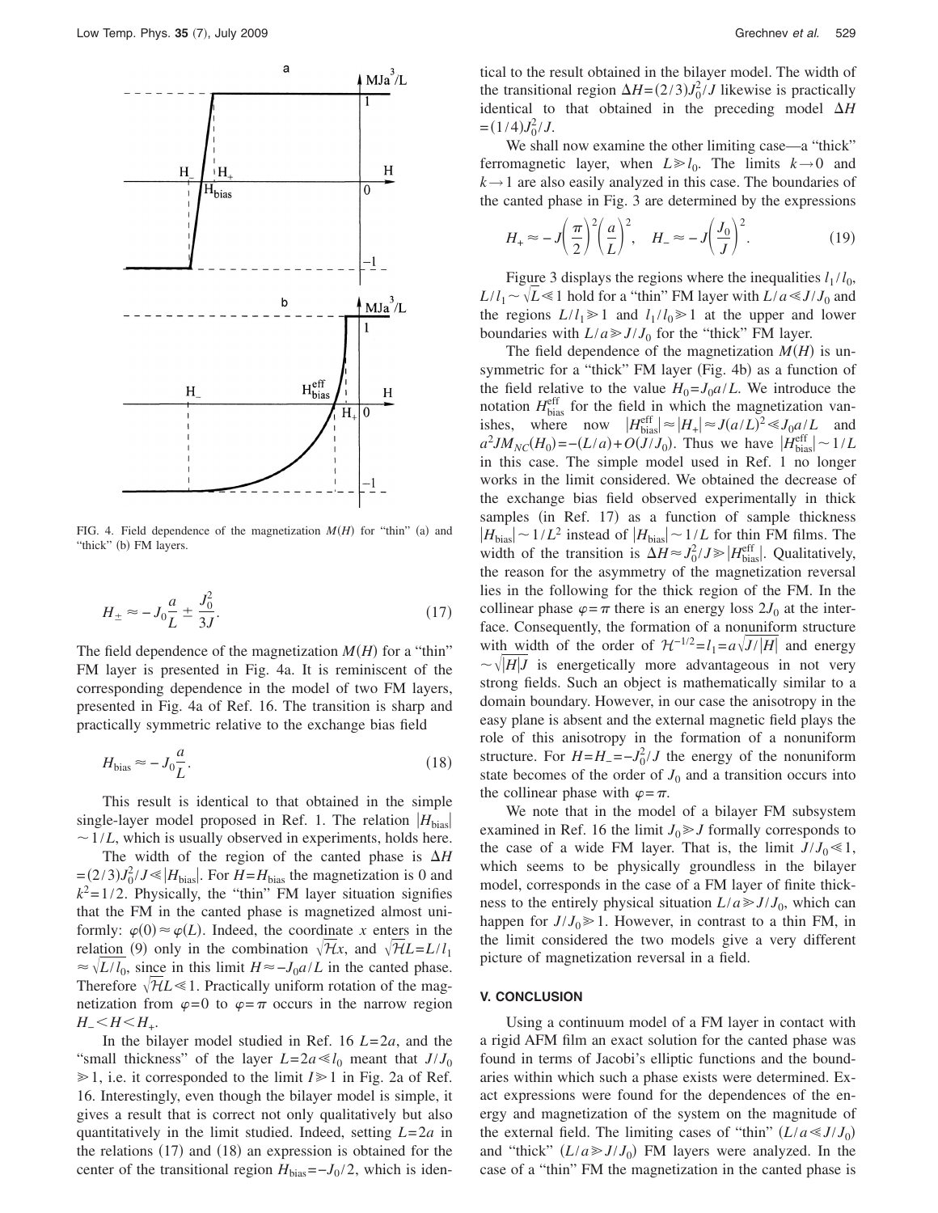FIG. 4. Field dependence of the magnetization $M(H)$ for "thin" (a) and "thick" (b) FM layers.

$$H_{\pm} \approx -J_0\frac{a}{L} \pm \frac{J_0^2}{3J}. \tag{17}$$

The field dependence of the magnetization $M(H)$ for a "thin" FM layer is presented in Fig. 4a. It is reminiscent of the corresponding dependence in the model of two FM layers, presented in Fig. 4a of Ref. 16. The transition is sharp and practically symmetric relative to the exchange bias field

$$H_{\text{bias}} \approx -J_0\frac{a}{L}. \tag{18}$$

This result is identical to that obtained in the simple single-layer model proposed in Ref. 1. The relation $|H_{\text{bias}}| \sim 1/L$, which is usually observed in experiments, holds here.

The width of the region of the canted phase is $\Delta H = (2/3)J_0^2/J \ll |H_{\text{bias}}|$. For $H = H_{\text{bias}}$ the magnetization is 0 and $k^2 = 1/2$. Physically, the "thin" FM layer situation signifies that the FM in the canted phase is magnetized almost uniformly: $\varphi(0) \approx \varphi(L)$. Indeed, the coordinate $x$ enters in the relation (9) only in the combination $\sqrt{\mathcal{H}}x$, and $\sqrt{\mathcal{H}}L = L/l_1 \approx \sqrt{L/l_0}$, since in this limit $H \approx -J_0 a/L$ in the canted phase. Therefore $\sqrt{\mathcal{H}}L \ll 1$. Practically uniform rotation of the magnetization from $\varphi = 0$ to $\varphi = \pi$ occurs in the narrow region $H_- < H < H_+$.

In the bilayer model studied in Ref. 16 $L = 2a$, and the "small thickness" of the layer $L = 2a \ll l_0$ meant that $J/J_0 \gg 1$, i.e. it corresponded to the limit $I \gg 1$ in Fig. 2a of Ref. 16. Interestingly, even though the bilayer model is simple, it gives a result that is correct not only qualitatively but also quantitatively in the limit studied. Indeed, setting $L = 2a$ in the relations (17) and (18) an expression is obtained for the center of the transitional region $H_{\text{bias}} = -J_0/2$, which is identical to the result obtained in the bilayer model. The width of the transitional region $\Delta H = (2/3)J_0^2/J$ likewise is practically identical to that obtained in the preceding model $\Delta H = (1/4)J_0^2/J$.

We shall now examine the other limiting case—a "thick" ferromagnetic layer, when $L \gg l_0$. The limits $k \to 0$ and $k \to 1$ are also easily analyzed in this case. The boundaries of the canted phase in Fig. 3 are determined by the expressions

$$H_+ \approx -J\left(\frac{\pi}{2}\right)^2\left(\frac{a}{L}\right)^2, \quad H_- \approx -J\left(\frac{J_0}{J}\right)^2. \tag{19}$$

Figure 3 displays the regions where the inequalities $l_1/l_0$, $L/l_1 \sim \sqrt{L} \ll 1$ hold for a "thin" FM layer with $L/a \ll J/J_0$ and the regions $L/l_1 \gg 1$ and $l_1/l_0 \gg 1$ at the upper and lower boundaries with $L/a \gg J/J_0$ for the "thick" FM layer.

The field dependence of the magnetization $M(H)$ is unsymmetric for a "thick" FM layer (Fig. 4b) as a function of the field relative to the value $H_0 = J_0 a/L$. We introduce the notation $H_{\text{bias}}^{\text{eff}}$ for the field in which the magnetization vanishes, where now $|H_{\text{bias}}^{\text{eff}}| \approx |H_+| \approx J(a/L)^2 \ll J_0 a/L$ and $a^2 J M_{NC}(H_0) = -(L/a) + O(J/J_0)$. Thus we have $|H_{\text{bias}}^{\text{eff}}| \sim 1/L$ in this case. The simple model used in Ref. 1 no longer works in the limit considered. We obtained the decrease of the exchange bias field observed experimentally in thick samples (in Ref. 17) as a function of sample thickness $|H_{\text{bias}}| \sim 1/L^2$ instead of $|H_{\text{bias}}| \sim 1/L$ for thin FM films. The width of the transition is $\Delta H \approx J_0^2/J \gg |H_{\text{bias}}^{\text{eff}}|$. Qualitatively, the reason for the asymmetry of the magnetization reversal lies in the following for the thick region of the FM. In the collinear phase $\varphi = \pi$ there is an energy loss $2J_0$ at the interface. Consequently, the formation of a nonuniform structure with width of the order of $\mathcal{H}^{-1/2} = l_1 = a\sqrt{J/|H|}$ and energy $\sim \sqrt{|H|J}$ is energetically more advantageous in not very strong fields. Such an object is mathematically similar to a domain boundary. However, in our case the anisotropy in the easy plane is absent and the external magnetic field plays the role of this anisotropy in the formation of a nonuniform structure. For $H = H_- = -J_0^2/J$ the energy of the nonuniform state becomes of the order of $J_0$ and a transition occurs into the collinear phase with $\varphi = \pi$.

We note that in the model of a bilayer FM subsystem examined in Ref. 16 the limit $J_0 \gg J$ formally corresponds to the case of a wide FM layer. That is, the limit $J/J_0 \ll 1$, which seems to be physically groundless in the bilayer model, corresponds in the case of a FM layer of finite thickness to the entirely physical situation $L/a \gg J/J_0$, which can happen for $J/J_0 \gg 1$. However, in contrast to a thin FM, in the limit considered the two models give a very different picture of magnetization reversal in a field.

## V. CONCLUSION

Using a continuum model of a FM layer in contact with a rigid AFM film an exact solution for the canted phase was found in terms of Jacobi's elliptic functions and the boundaries within which such a phase exists were determined. Exact expressions were found for the dependences of the energy and magnetization of the system on the magnitude of the external field. The limiting cases of "thin" $(L/a \ll J/J_0)$ and "thick" $(L/a \gg J/J_0)$ FM layers were analyzed. In the case of a "thin" FM the magnetization in the canted phase is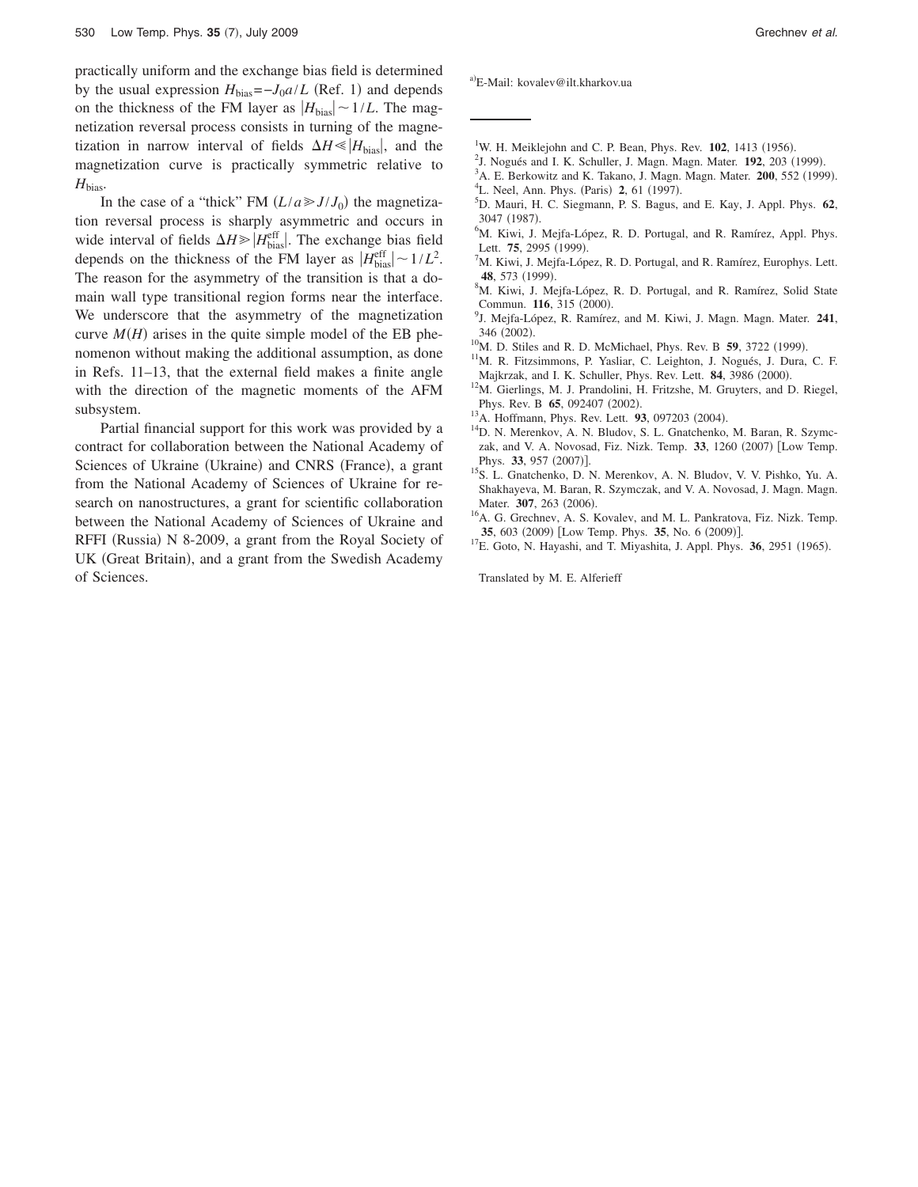practically uniform and the exchange bias field is determined by the usual expression $H_{\text{bias}} = -J_0 a/L$ (Ref. 1) and depends on the thickness of the FM layer as $|H_{\text{bias}}| \sim 1/L$. The magnetization reversal process consists in turning of the magnetization in narrow interval of fields $\Delta H \ll |H_{\text{bias}}|$, and the magnetization curve is practically symmetric relative to $H_{\text{bias}}$.

In the case of a "thick" FM $(L/a \gg J/J_0)$ the magnetization reversal process is sharply asymmetric and occurs in wide interval of fields $\Delta H \gg |H_{\text{bias}}^{\text{eff}}|$. The exchange bias field depends on the thickness of the FM layer as $|H_{\text{bias}}^{\text{eff}}| \sim 1/L^2$. The reason for the asymmetry of the transition is that a domain wall type transitional region forms near the interface. We underscore that the asymmetry of the magnetization curve $M(H)$ arises in the quite simple model of the EB phenomenon without making the additional assumption, as done in Refs. 11–13, that the external field makes a finite angle with the direction of the magnetic moments of the AFM subsystem.

Partial financial support for this work was provided by a contract for collaboration between the National Academy of Sciences of Ukraine (Ukraine) and CNRS (France), a grant from the National Academy of Sciences of Ukraine for research on nanostructures, a grant for scientific collaboration between the National Academy of Sciences of Ukraine and RFFI (Russia) N 8-2009, a grant from the Royal Society of UK (Great Britain), and a grant from the Swedish Academy of Sciences.

[a] E-Mail: kovalev@ilt.kharkov.ua

---

[1] W. H. Meiklejohn and C. P. Bean, Phys. Rev. **102**, 1413 (1956).
[2] J. Nogués and I. K. Schuller, J. Magn. Magn. Mater. **192**, 203 (1999).
[3] A. E. Berkowitz and K. Takano, J. Magn. Magn. Mater. **200**, 552 (1999).
[4] L. Neel, Ann. Phys. (Paris) **2**, 61 (1997).
[5] D. Mauri, H. C. Siegmann, P. S. Bagus, and E. Kay, J. Appl. Phys. **62**, 3047 (1987).
[6] M. Kiwi, J. Mejfa-López, R. D. Portugal, and R. Ramírez, Appl. Phys. Lett. **75**, 2995 (1999).
[7] M. Kiwi, J. Mejfa-López, R. D. Portugal, and R. Ramírez, Europhys. Lett. **48**, 573 (1999).
[8] M. Kiwi, J. Mejfa-López, R. D. Portugal, and R. Ramírez, Solid State Commun. **116**, 315 (2000).
[9] J. Mejfa-López, R. Ramírez, and M. Kiwi, J. Magn. Magn. Mater. **241**, 346 (2002).
[10] M. D. Stiles and R. D. McMichael, Phys. Rev. B **59**, 3722 (1999).
[11] M. R. Fitzsimmons, P. Yasliar, C. Leighton, J. Nogués, J. Dura, C. F. Majkrzak, and I. K. Schuller, Phys. Rev. Lett. **84**, 3986 (2000).
[12] M. Gierlings, M. J. Prandolini, H. Fritzshe, M. Gruyters, and D. Riegel, Phys. Rev. B **65**, 092407 (2002).
[13] A. Hoffmann, Phys. Rev. Lett. **93**, 097203 (2004).
[14] D. N. Merenkov, A. N. Bludov, S. L. Gnatchenko, M. Baran, R. Szymczak, and V. A. Novosad, Fiz. Nizk. Temp. **33**, 1260 (2007) [Low Temp. Phys. **33**, 957 (2007)].
[15] S. L. Gnatchenko, D. N. Merenkov, A. N. Bludov, V. V. Pishko, Yu. A. Shakhayeva, M. Baran, R. Szymczak, and V. A. Novosad, J. Magn. Magn. Mater. **307**, 263 (2006).
[16] A. G. Grechnev, A. S. Kovalev, and M. L. Pankratova, Fiz. Nizk. Temp. **35**, 603 (2009) [Low Temp. Phys. **35**, No. 6 (2009)].
[17] E. Goto, N. Hayashi, and T. Miyashita, J. Appl. Phys. **36**, 2951 (1965).

Translated by M. E. Alferieff